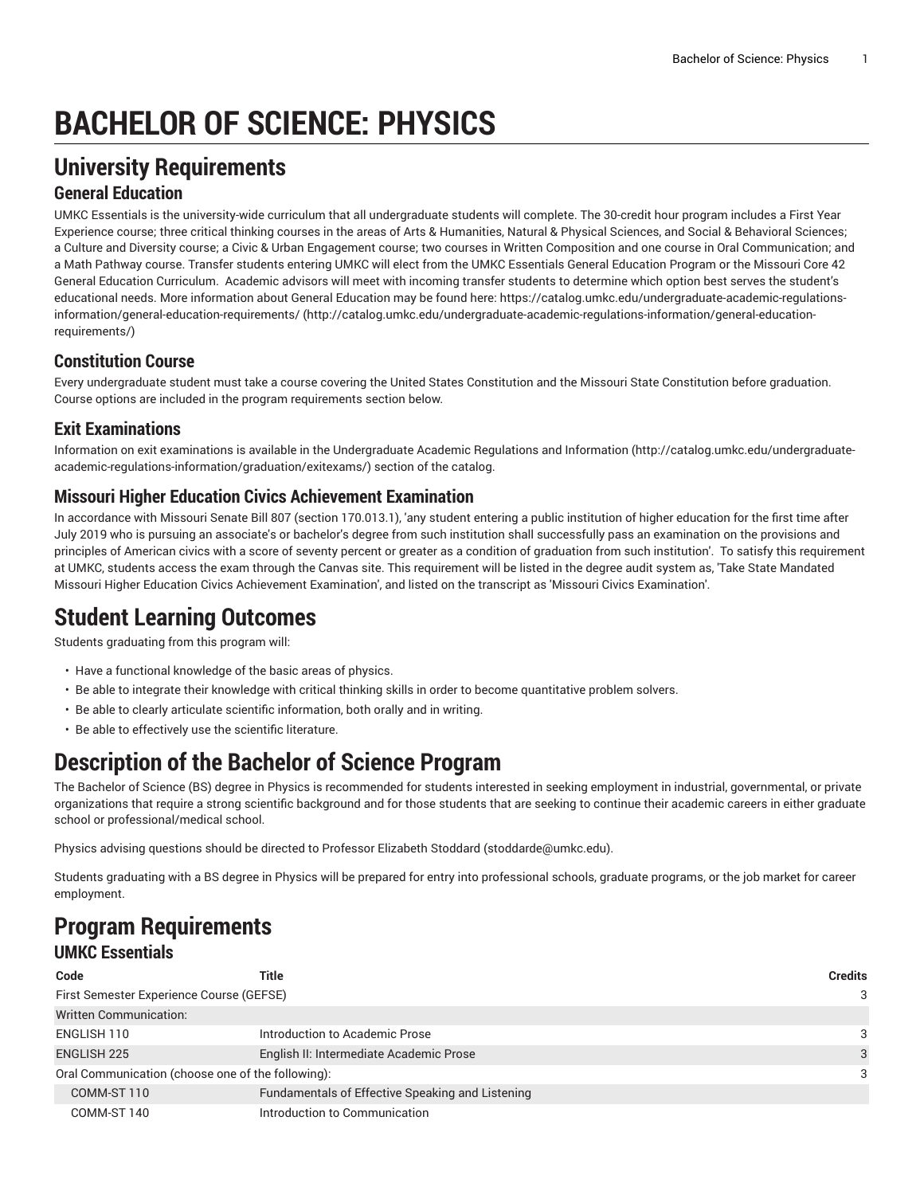# BACHELOR OF SCIENCE: PHYSICS

## University Requirements

### General Education

UMKC Essentials is the university-wide curriculum that all undergraduate students will complete. The 30-credit hour program includes a First Year Experience course; three critical thinking courses in the areas of Arts & Humanities, Natural & Physical Sciences, and Social & Behavioral Sciences; a Culture and Diversity course; a Civic & Urban Engagement course; two courses in Written Composition and one course in Oral Communication; and a Math Pathway course. Transfer students entering UMKC will elect from the UMKC Essentials General Education Program or the Missouri Core 42 General Education Curriculum. Academic advisors will meet with incoming transfer students to determine which option best serves the student's educational needs. More information about General Education may be found here: https://catalog.umkc.edu/undergraduate-academic-regulations-information/general-education-requirements/ (http://catalog.umkc.edu/undergraduate-academic-regulations-information/general-education-requirements/)

### Constitution Course

Every undergraduate student must take a course covering the United States Constitution and the Missouri State Constitution before graduation. Course options are included in the program requirements section below.

### Exit Examinations

Information on exit examinations is available in the Undergraduate Academic Regulations and Information (http://catalog.umkc.edu/undergraduate-academic-regulations-information/graduation/exitexams/) section of the catalog.

### Missouri Higher Education Civics Achievement Examination

In accordance with Missouri Senate Bill 807 (section 170.013.1), 'any student entering a public institution of higher education for the first time after July 2019 who is pursuing an associate's or bachelor's degree from such institution shall successfully pass an examination on the provisions and principles of American civics with a score of seventy percent or greater as a condition of graduation from such institution'. To satisfy this requirement at UMKC, students access the exam through the Canvas site. This requirement will be listed in the degree audit system as, 'Take State Mandated Missouri Higher Education Civics Achievement Examination', and listed on the transcript as 'Missouri Civics Examination'.

## Student Learning Outcomes

Students graduating from this program will:

- Have a functional knowledge of the basic areas of physics.
- Be able to integrate their knowledge with critical thinking skills in order to become quantitative problem solvers.
- Be able to clearly articulate scientific information, both orally and in writing.
- Be able to effectively use the scientific literature.

## Description of the Bachelor of Science Program

The Bachelor of Science (BS) degree in Physics is recommended for students interested in seeking employment in industrial, governmental, or private organizations that require a strong scientific background and for those students that are seeking to continue their academic careers in either graduate school or professional/medical school.

Physics advising questions should be directed to Professor Elizabeth Stoddard (stoddarde@umkc.edu).

Students graduating with a BS degree in Physics will be prepared for entry into professional schools, graduate programs, or the job market for career employment.

## Program Requirements

### UMKC Essentials

| Code | Title | Credits |
|---|---|---|
| First Semester Experience Course (GEFSE) | | 3 |
| Written Communication: | | |
| ENGLISH 110 | Introduction to Academic Prose | 3 |
| ENGLISH 225 | English II: Intermediate Academic Prose | 3 |
| Oral Communication (choose one of the following): | | 3 |
| COMM-ST 110 | Fundamentals of Effective Speaking and Listening | |
| COMM-ST 140 | Introduction to Communication | |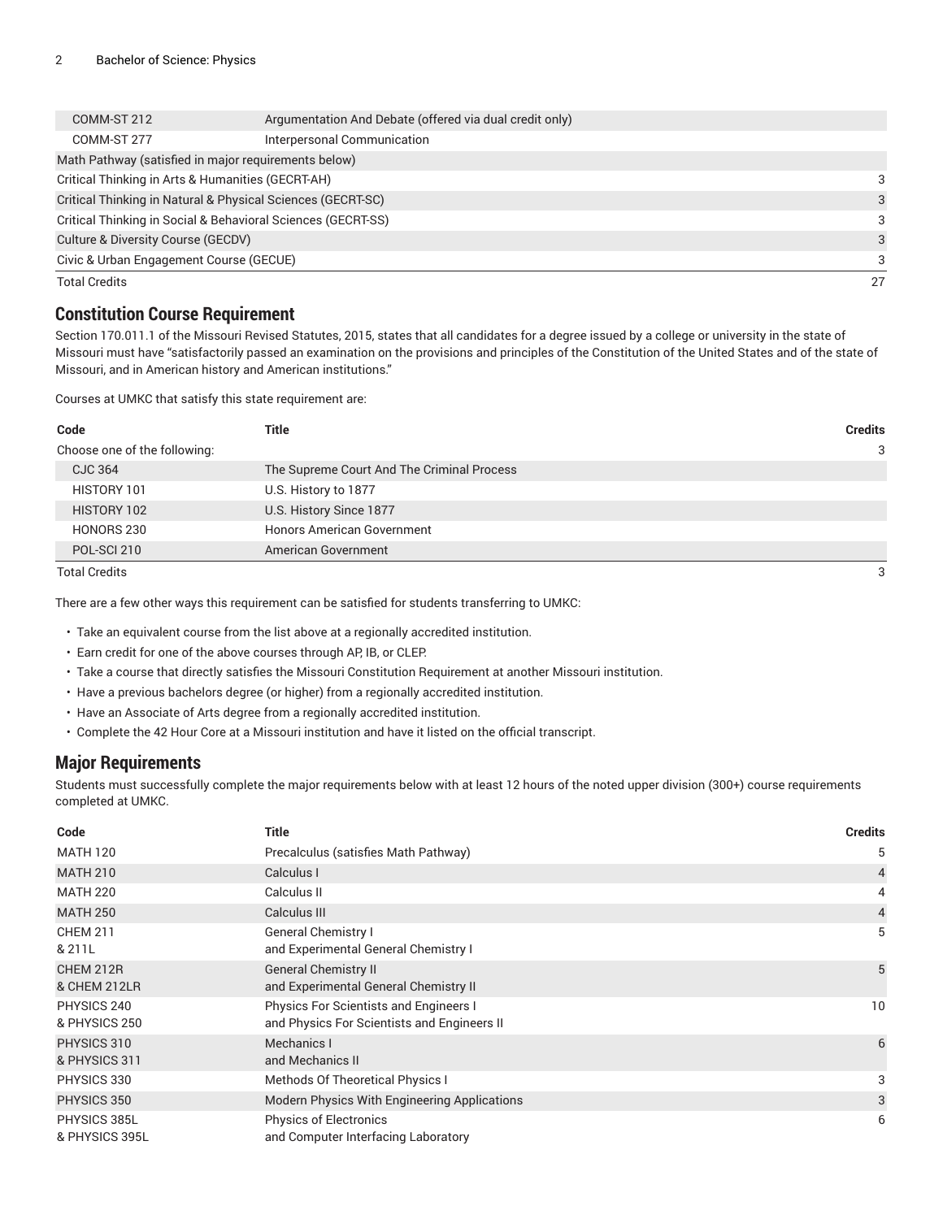| Code | Title | Credits |
|---|---|---|
| COMM-ST 212 | Argumentation And Debate (offered via dual credit only) | |
| COMM-ST 277 | Interpersonal Communication | |
| Math Pathway (satisfied in major requirements below) | | |
| Critical Thinking in Arts & Humanities (GECRT-AH) | | 3 |
| Critical Thinking in Natural & Physical Sciences (GECRT-SC) | | 3 |
| Critical Thinking in Social & Behavioral Sciences (GECRT-SS) | | 3 |
| Culture & Diversity Course (GECDV) | | 3 |
| Civic & Urban Engagement Course (GECUE) | | 3 |
| Total Credits | | 27 |

## Constitution Course Requirement

Section 170.011.1 of the Missouri Revised Statutes, 2015, states that all candidates for a degree issued by a college or university in the state of Missouri must have "satisfactorily passed an examination on the provisions and principles of the Constitution of the United States and of the state of Missouri, and in American history and American institutions."

Courses at UMKC that satisfy this state requirement are:

| Code | Title | Credits |
|---|---|---|
| Choose one of the following: | | 3 |
| CJC 364 | The Supreme Court And The Criminal Process | |
| HISTORY 101 | U.S. History to 1877 | |
| HISTORY 102 | U.S. History Since 1877 | |
| HONORS 230 | Honors American Government | |
| POL-SCI 210 | American Government | |
| Total Credits | | 3 |

There are a few other ways this requirement can be satisfied for students transferring to UMKC:

- Take an equivalent course from the list above at a regionally accredited institution.
- Earn credit for one of the above courses through AP, IB, or CLEP.
- Take a course that directly satisfies the Missouri Constitution Requirement at another Missouri institution.
- Have a previous bachelors degree (or higher) from a regionally accredited institution.
- Have an Associate of Arts degree from a regionally accredited institution.
- Complete the 42 Hour Core at a Missouri institution and have it listed on the official transcript.

## Major Requirements

Students must successfully complete the major requirements below with at least 12 hours of the noted upper division (300+) course requirements completed at UMKC.

| Code | Title | Credits |
|---|---|---|
| MATH 120 | Precalculus (satisfies Math Pathway) | 5 |
| MATH 210 | Calculus I | 4 |
| MATH 220 | Calculus II | 4 |
| MATH 250 | Calculus III | 4 |
| CHEM 211 & 211L | General Chemistry I and Experimental General Chemistry I | 5 |
| CHEM 212R & CHEM 212LR | General Chemistry II and Experimental General Chemistry II | 5 |
| PHYSICS 240 & PHYSICS 250 | Physics For Scientists and Engineers I and Physics For Scientists and Engineers II | 10 |
| PHYSICS 310 & PHYSICS 311 | Mechanics I and Mechanics II | 6 |
| PHYSICS 330 | Methods Of Theoretical Physics I | 3 |
| PHYSICS 350 | Modern Physics With Engineering Applications | 3 |
| PHYSICS 385L & PHYSICS 395L | Physics of Electronics and Computer Interfacing Laboratory | 6 |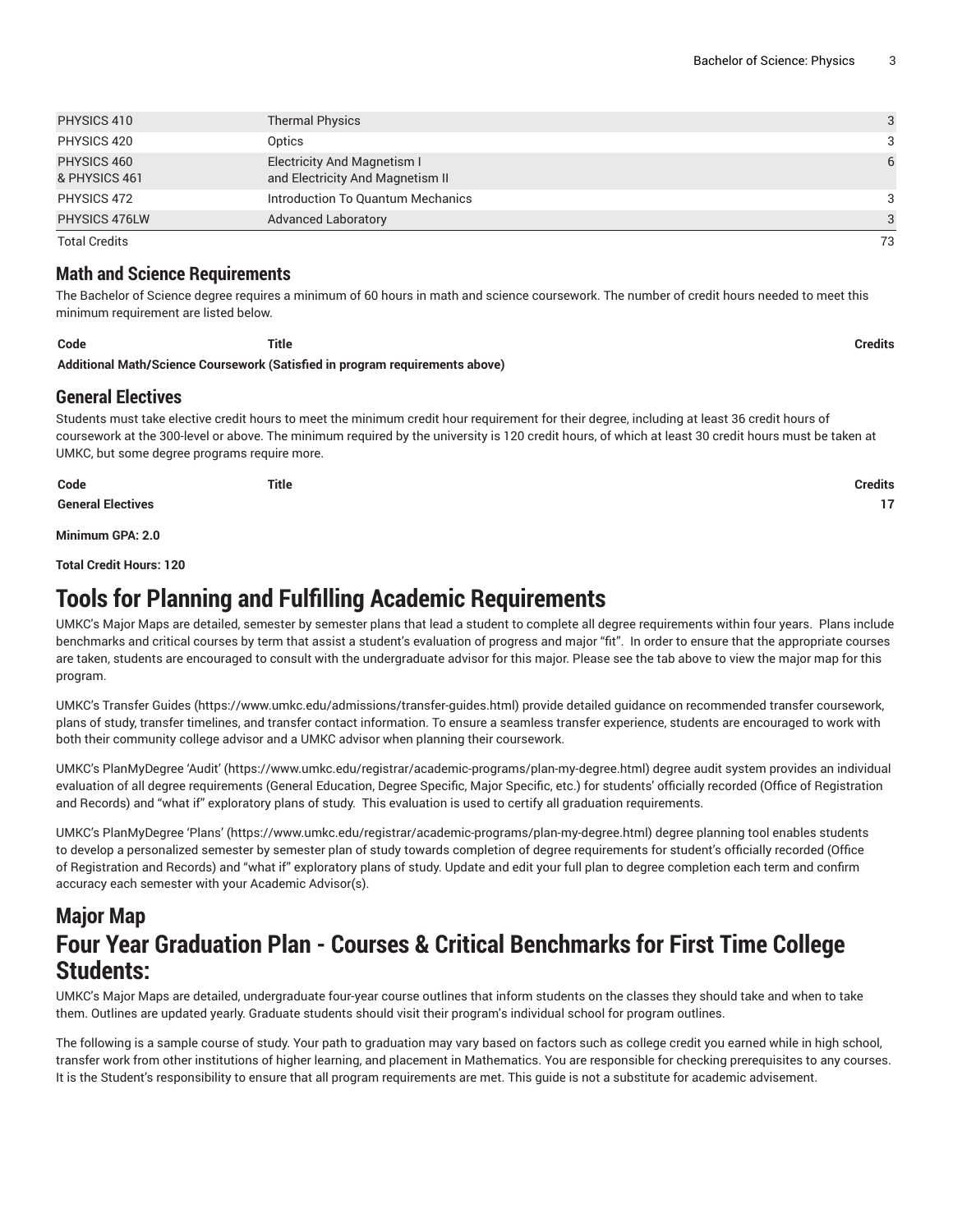| | | |
|---|---|---|
| PHYSICS 410 | Thermal Physics | 3 |
| PHYSICS 420 | Optics | 3 |
| PHYSICS 460 & PHYSICS 461 | Electricity And Magnetism I and Electricity And Magnetism II | 6 |
| PHYSICS 472 | Introduction To Quantum Mechanics | 3 |
| PHYSICS 476LW | Advanced Laboratory | 3 |
| Total Credits | | 73 |

### Math and Science Requirements

The Bachelor of Science degree requires a minimum of 60 hours in math and science coursework. The number of credit hours needed to meet this minimum requirement are listed below.

| Code | Title | Credits |
|---|---|---|
| **Additional Math/Science Coursework (Satisfied in program requirements above)** | | |

### General Electives

Students must take elective credit hours to meet the minimum credit hour requirement for their degree, including at least 36 credit hours of coursework at the 300-level or above. The minimum required by the university is 120 credit hours, of which at least 30 credit hours must be taken at UMKC, but some degree programs require more.

| Code | Title | Credits |
|---|---|---|
| **General Electives** | | **17** |

**Minimum GPA: 2.0**

**Total Credit Hours: 120**

# Tools for Planning and Fulfilling Academic Requirements

UMKC's Major Maps are detailed, semester by semester plans that lead a student to complete all degree requirements within four years. Plans include benchmarks and critical courses by term that assist a student's evaluation of progress and major "fit". In order to ensure that the appropriate courses are taken, students are encouraged to consult with the undergraduate advisor for this major. Please see the tab above to view the major map for this program.

UMKC's Transfer Guides (https://www.umkc.edu/admissions/transfer-guides.html) provide detailed guidance on recommended transfer coursework, plans of study, transfer timelines, and transfer contact information. To ensure a seamless transfer experience, students are encouraged to work with both their community college advisor and a UMKC advisor when planning their coursework.

UMKC's PlanMyDegree 'Audit' (https://www.umkc.edu/registrar/academic-programs/plan-my-degree.html) degree audit system provides an individual evaluation of all degree requirements (General Education, Degree Specific, Major Specific, etc.) for students' officially recorded (Office of Registration and Records) and "what if" exploratory plans of study. This evaluation is used to certify all graduation requirements.

UMKC's PlanMyDegree 'Plans' (https://www.umkc.edu/registrar/academic-programs/plan-my-degree.html) degree planning tool enables students to develop a personalized semester by semester plan of study towards completion of degree requirements for student's officially recorded (Office of Registration and Records) and "what if" exploratory plans of study. Update and edit your full plan to degree completion each term and confirm accuracy each semester with your Academic Advisor(s).

## Major Map

## Four Year Graduation Plan - Courses & Critical Benchmarks for First Time College Students:

UMKC's Major Maps are detailed, undergraduate four-year course outlines that inform students on the classes they should take and when to take them. Outlines are updated yearly. Graduate students should visit their program's individual school for program outlines.

The following is a sample course of study. Your path to graduation may vary based on factors such as college credit you earned while in high school, transfer work from other institutions of higher learning, and placement in Mathematics. You are responsible for checking prerequisites to any courses. It is the Student's responsibility to ensure that all program requirements are met. This guide is not a substitute for academic advisement.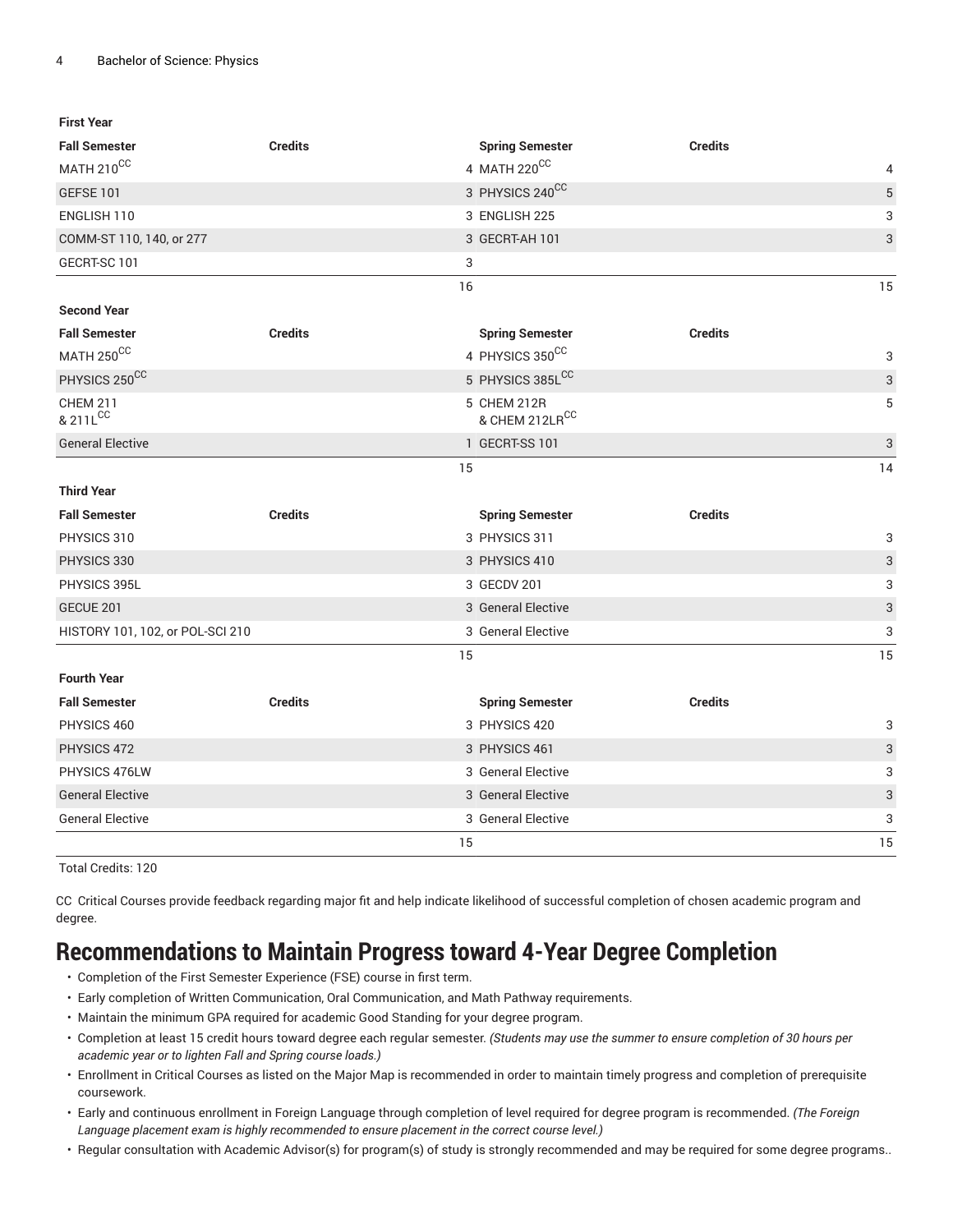**First Year**

| Fall Semester | Credits | Spring Semester | Credits |
|---|---|---|---|
| MATH 210[CC] | 4 | MATH 220[CC] | 4 |
| GEFSE 101 | 3 | PHYSICS 240[CC] | 5 |
| ENGLISH 110 | 3 | ENGLISH 225 | 3 |
| COMM-ST 110, 140, or 277 | 3 | GECRT-AH 101 | 3 |
| GECRT-SC 101 | 3 | | |
| | 16 | | 15 |

**Second Year**

| Fall Semester | Credits | Spring Semester | Credits |
|---|---|---|---|
| MATH 250[CC] | 4 | PHYSICS 350[CC] | 3 |
| PHYSICS 250[CC] | 5 | PHYSICS 385L[CC] | 3 |
| CHEM 211 & 211L[CC] | 5 | CHEM 212R & CHEM 212LR[CC] | 5 |
| General Elective | 1 | GECRT-SS 101 | 3 |
| | 15 | | 14 |

**Third Year**

| Fall Semester | Credits | Spring Semester | Credits |
|---|---|---|---|
| PHYSICS 310 | 3 | PHYSICS 311 | 3 |
| PHYSICS 330 | 3 | PHYSICS 410 | 3 |
| PHYSICS 395L | 3 | GECDV 201 | 3 |
| GECUE 201 | 3 | General Elective | 3 |
| HISTORY 101, 102, or POL-SCI 210 | 3 | General Elective | 3 |
| | 15 | | 15 |

**Fourth Year**

| Fall Semester | Credits | Spring Semester | Credits |
|---|---|---|---|
| PHYSICS 460 | 3 | PHYSICS 420 | 3 |
| PHYSICS 472 | 3 | PHYSICS 461 | 3 |
| PHYSICS 476LW | 3 | General Elective | 3 |
| General Elective | 3 | General Elective | 3 |
| General Elective | 3 | General Elective | 3 |
| | 15 | | 15 |

Total Credits: 120

CC Critical Courses provide feedback regarding major fit and help indicate likelihood of successful completion of chosen academic program and degree.

# Recommendations to Maintain Progress toward 4-Year Degree Completion

- Completion of the First Semester Experience (FSE) course in first term.
- Early completion of Written Communication, Oral Communication, and Math Pathway requirements.
- Maintain the minimum GPA required for academic Good Standing for your degree program.
- Completion at least 15 credit hours toward degree each regular semester. *(Students may use the summer to ensure completion of 30 hours per academic year or to lighten Fall and Spring course loads.)*
- Enrollment in Critical Courses as listed on the Major Map is recommended in order to maintain timely progress and completion of prerequisite coursework.
- Early and continuous enrollment in Foreign Language through completion of level required for degree program is recommended. *(The Foreign Language placement exam is highly recommended to ensure placement in the correct course level.)*
- Regular consultation with Academic Advisor(s) for program(s) of study is strongly recommended and may be required for some degree programs..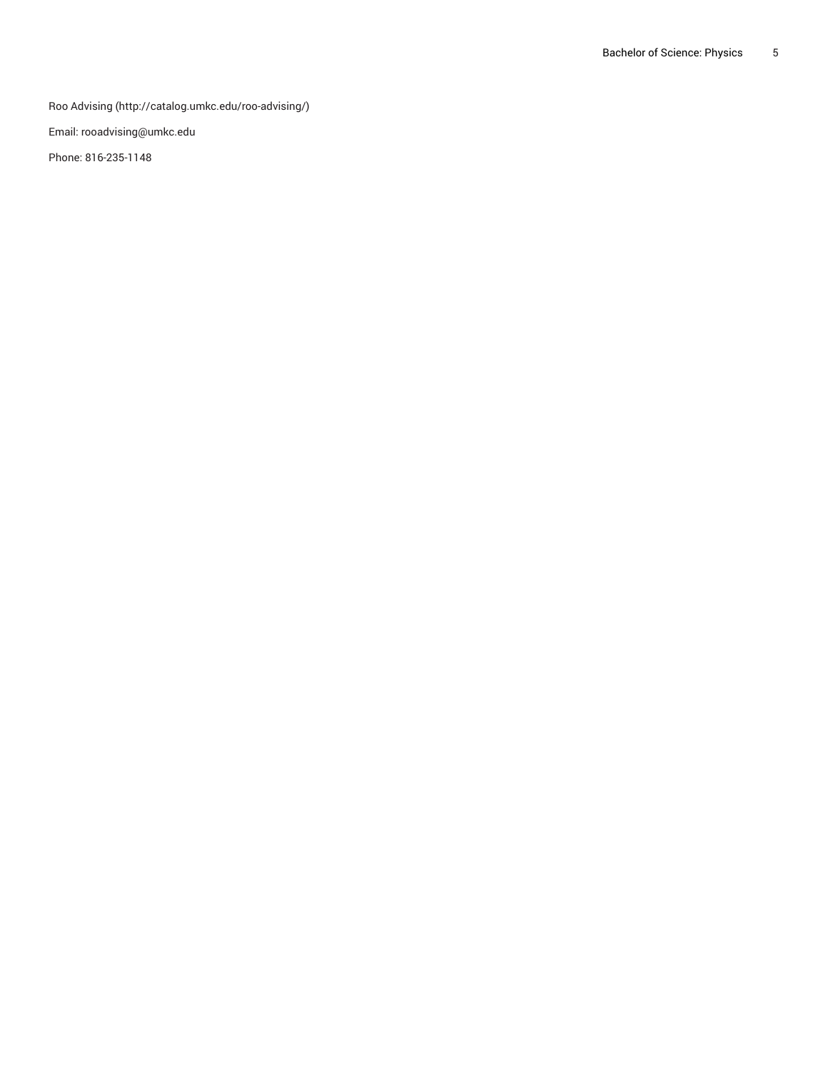Roo Advising (http://catalog.umkc.edu/roo-advising/)

Email: rooadvising@umkc.edu

Phone: 816-235-1148